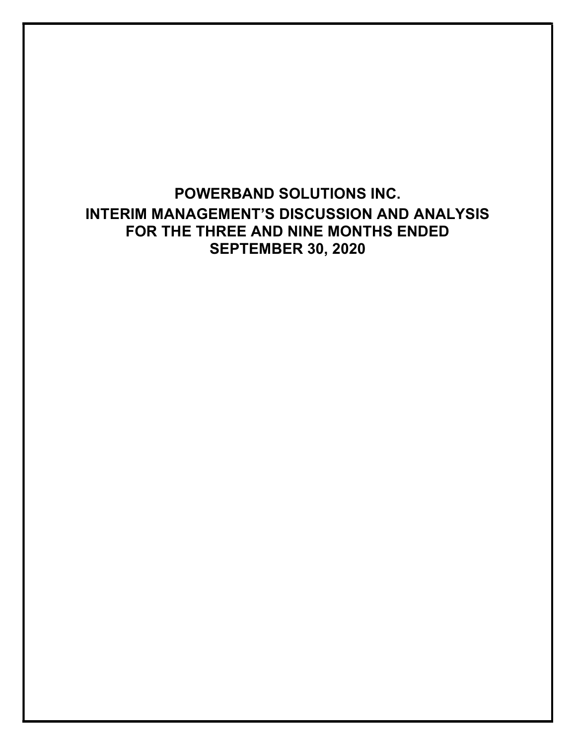# POWERBAND SOLUTIONS INC.

## INTERIM MANAGEMENT'S DISCUSSION AND ANALYSIS FOR THE THREE AND NINE MONTHS ENDED SEPTEMBER 30, 2020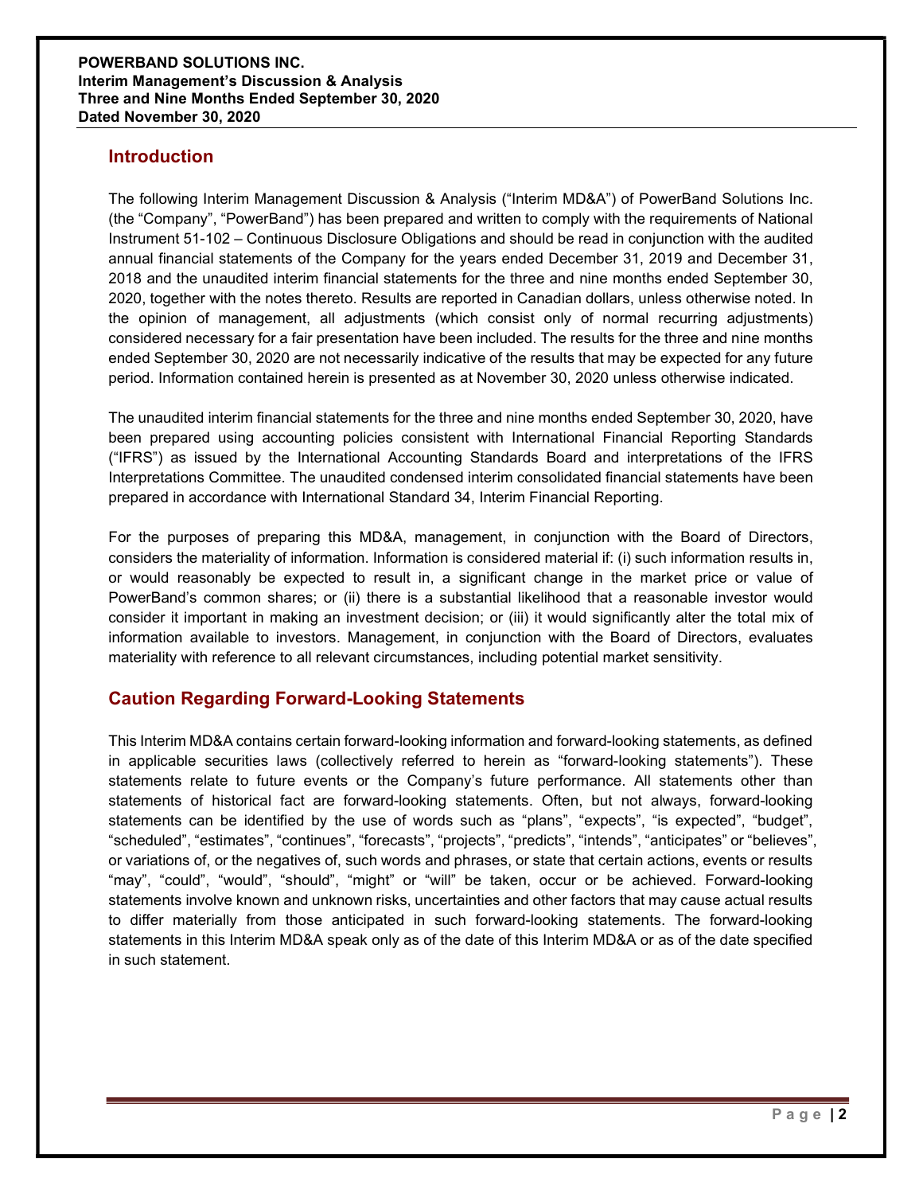## Introduction

The following Interim Management Discussion & Analysis ("Interim MD&A") of PowerBand Solutions Inc. (the "Company", "PowerBand") has been prepared and written to comply with the requirements of National Instrument 51-102 – Continuous Disclosure Obligations and should be read in conjunction with the audited annual financial statements of the Company for the years ended December 31, 2019 and December 31, 2018 and the unaudited interim financial statements for the three and nine months ended September 30, 2020, together with the notes thereto. Results are reported in Canadian dollars, unless otherwise noted. In the opinion of management, all adjustments (which consist only of normal recurring adjustments) considered necessary for a fair presentation have been included. The results for the three and nine months ended September 30, 2020 are not necessarily indicative of the results that may be expected for any future period. Information contained herein is presented as at November 30, 2020 unless otherwise indicated.

The unaudited interim financial statements for the three and nine months ended September 30, 2020, have been prepared using accounting policies consistent with International Financial Reporting Standards ("IFRS") as issued by the International Accounting Standards Board and interpretations of the IFRS Interpretations Committee. The unaudited condensed interim consolidated financial statements have been prepared in accordance with International Standard 34, Interim Financial Reporting.

For the purposes of preparing this MD&A, management, in conjunction with the Board of Directors, considers the materiality of information. Information is considered material if: (i) such information results in, or would reasonably be expected to result in, a significant change in the market price or value of PowerBand's common shares; or (ii) there is a substantial likelihood that a reasonable investor would consider it important in making an investment decision; or (iii) it would significantly alter the total mix of information available to investors. Management, in conjunction with the Board of Directors, evaluates materiality with reference to all relevant circumstances, including potential market sensitivity.

## Caution Regarding Forward-Looking Statements

This Interim MD&A contains certain forward-looking information and forward-looking statements, as defined in applicable securities laws (collectively referred to herein as "forward-looking statements"). These statements relate to future events or the Company's future performance. All statements other than statements of historical fact are forward-looking statements. Often, but not always, forward-looking statements can be identified by the use of words such as "plans", "expects", "is expected", "budget", "scheduled", "estimates", "continues", "forecasts", "projects", "predicts", "intends", "anticipates" or "believes", or variations of, or the negatives of, such words and phrases, or state that certain actions, events or results "may", "could", "would", "should", "might" or "will" be taken, occur or be achieved. Forward-looking statements involve known and unknown risks, uncertainties and other factors that may cause actual results to differ materially from those anticipated in such forward-looking statements. The forward-looking statements in this Interim MD&A speak only as of the date of this Interim MD&A or as of the date specified in such statement.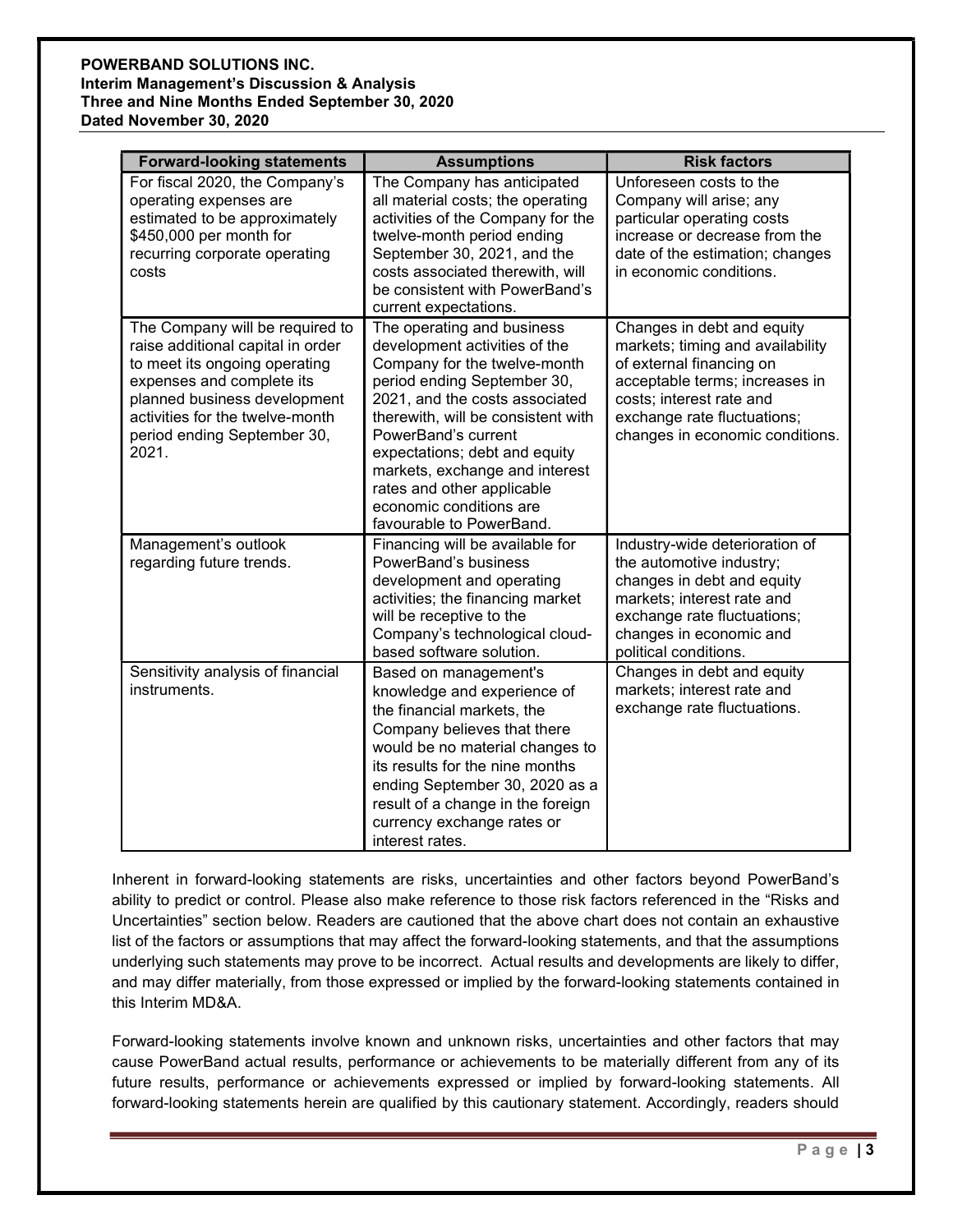| Forward-looking statements | Assumptions | Risk factors |
|---|---|---|
| For fiscal 2020, the Company's operating expenses are estimated to be approximately $450,000 per month for recurring corporate operating costs | The Company has anticipated all material costs; the operating activities of the Company for the twelve-month period ending September 30, 2021, and the costs associated therewith, will be consistent with PowerBand's current expectations. | Unforeseen costs to the Company will arise; any particular operating costs increase or decrease from the date of the estimation; changes in economic conditions. |
| The Company will be required to raise additional capital in order to meet its ongoing operating expenses and complete its planned business development activities for the twelve-month period ending September 30, 2021. | The operating and business development activities of the Company for the twelve-month period ending September 30, 2021, and the costs associated therewith, will be consistent with PowerBand's current expectations; debt and equity markets, exchange and interest rates and other applicable economic conditions are favourable to PowerBand. | Changes in debt and equity markets; timing and availability of external financing on acceptable terms; increases in costs; interest rate and exchange rate fluctuations; changes in economic conditions. |
| Management's outlook regarding future trends. | Financing will be available for PowerBand's business development and operating activities; the financing market will be receptive to the Company's technological cloud-based software solution. | Industry-wide deterioration of the automotive industry; changes in debt and equity markets; interest rate and exchange rate fluctuations; changes in economic and political conditions. |
| Sensitivity analysis of financial instruments. | Based on management's knowledge and experience of the financial markets, the Company believes that there would be no material changes to its results for the nine months ending September 30, 2020 as a result of a change in the foreign currency exchange rates or interest rates. | Changes in debt and equity markets; interest rate and exchange rate fluctuations. |

Inherent in forward-looking statements are risks, uncertainties and other factors beyond PowerBand's ability to predict or control. Please also make reference to those risk factors referenced in the "Risks and Uncertainties" section below. Readers are cautioned that the above chart does not contain an exhaustive list of the factors or assumptions that may affect the forward-looking statements, and that the assumptions underlying such statements may prove to be incorrect. Actual results and developments are likely to differ, and may differ materially, from those expressed or implied by the forward-looking statements contained in this Interim MD&A.

Forward-looking statements involve known and unknown risks, uncertainties and other factors that may cause PowerBand actual results, performance or achievements to be materially different from any of its future results, performance or achievements expressed or implied by forward-looking statements. All forward-looking statements herein are qualified by this cautionary statement. Accordingly, readers should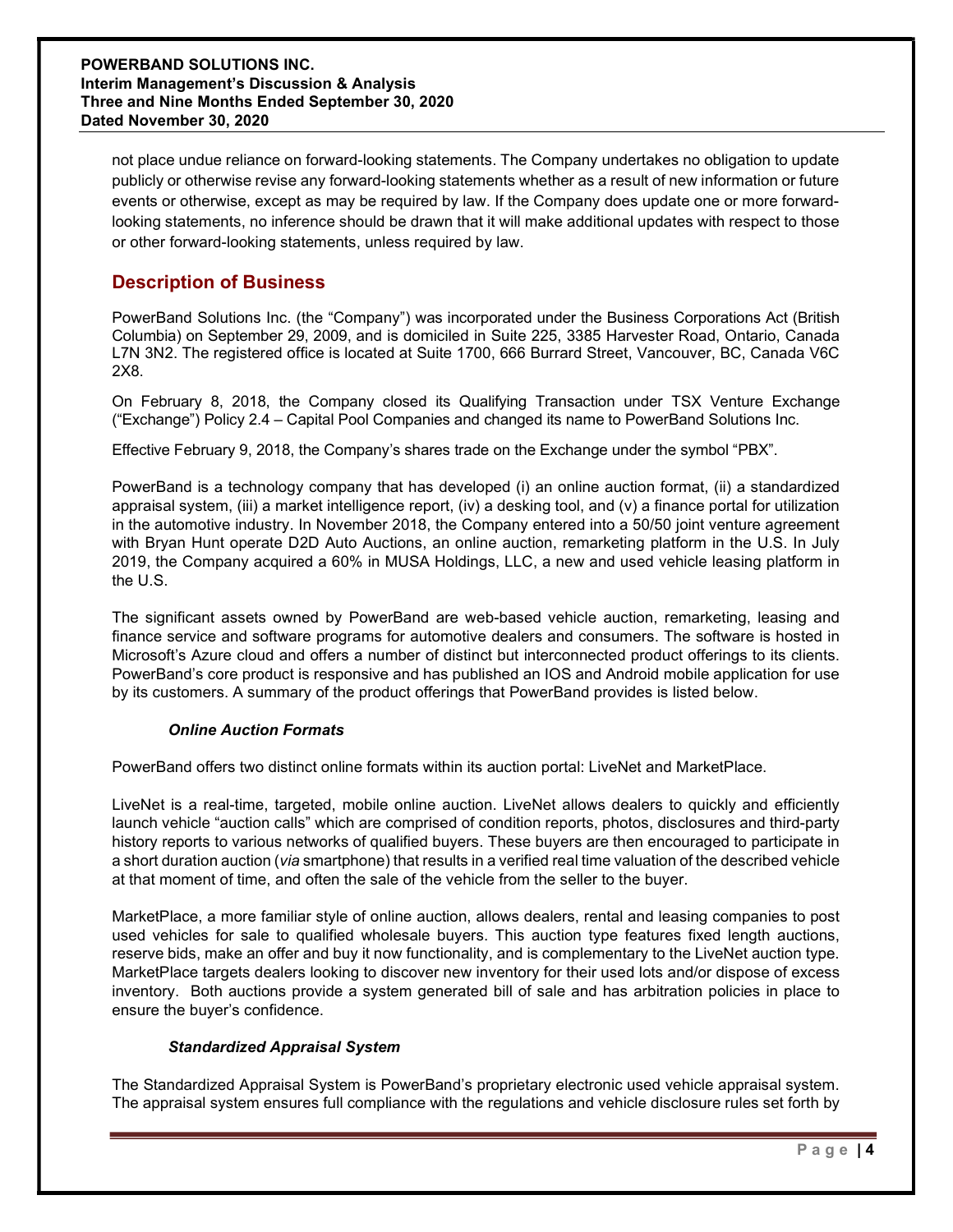not place undue reliance on forward-looking statements. The Company undertakes no obligation to update publicly or otherwise revise any forward-looking statements whether as a result of new information or future events or otherwise, except as may be required by law. If the Company does update one or more forward-looking statements, no inference should be drawn that it will make additional updates with respect to those or other forward-looking statements, unless required by law.

## Description of Business

PowerBand Solutions Inc. (the "Company") was incorporated under the Business Corporations Act (British Columbia) on September 29, 2009, and is domiciled in Suite 225, 3385 Harvester Road, Ontario, Canada L7N 3N2. The registered office is located at Suite 1700, 666 Burrard Street, Vancouver, BC, Canada V6C 2X8.

On February 8, 2018, the Company closed its Qualifying Transaction under TSX Venture Exchange ("Exchange") Policy 2.4 – Capital Pool Companies and changed its name to PowerBand Solutions Inc.

Effective February 9, 2018, the Company's shares trade on the Exchange under the symbol "PBX".

PowerBand is a technology company that has developed (i) an online auction format, (ii) a standardized appraisal system, (iii) a market intelligence report, (iv) a desking tool, and (v) a finance portal for utilization in the automotive industry. In November 2018, the Company entered into a 50/50 joint venture agreement with Bryan Hunt operate D2D Auto Auctions, an online auction, remarketing platform in the U.S. In July 2019, the Company acquired a 60% in MUSA Holdings, LLC, a new and used vehicle leasing platform in the U.S.

The significant assets owned by PowerBand are web-based vehicle auction, remarketing, leasing and finance service and software programs for automotive dealers and consumers. The software is hosted in Microsoft's Azure cloud and offers a number of distinct but interconnected product offerings to its clients. PowerBand's core product is responsive and has published an IOS and Android mobile application for use by its customers. A summary of the product offerings that PowerBand provides is listed below.

### *Online Auction Formats*

PowerBand offers two distinct online formats within its auction portal: LiveNet and MarketPlace.

LiveNet is a real-time, targeted, mobile online auction. LiveNet allows dealers to quickly and efficiently launch vehicle "auction calls" which are comprised of condition reports, photos, disclosures and third-party history reports to various networks of qualified buyers. These buyers are then encouraged to participate in a short duration auction (*via* smartphone) that results in a verified real time valuation of the described vehicle at that moment of time, and often the sale of the vehicle from the seller to the buyer.

MarketPlace, a more familiar style of online auction, allows dealers, rental and leasing companies to post used vehicles for sale to qualified wholesale buyers. This auction type features fixed length auctions, reserve bids, make an offer and buy it now functionality, and is complementary to the LiveNet auction type. MarketPlace targets dealers looking to discover new inventory for their used lots and/or dispose of excess inventory. Both auctions provide a system generated bill of sale and has arbitration policies in place to ensure the buyer's confidence.

### *Standardized Appraisal System*

The Standardized Appraisal System is PowerBand's proprietary electronic used vehicle appraisal system. The appraisal system ensures full compliance with the regulations and vehicle disclosure rules set forth by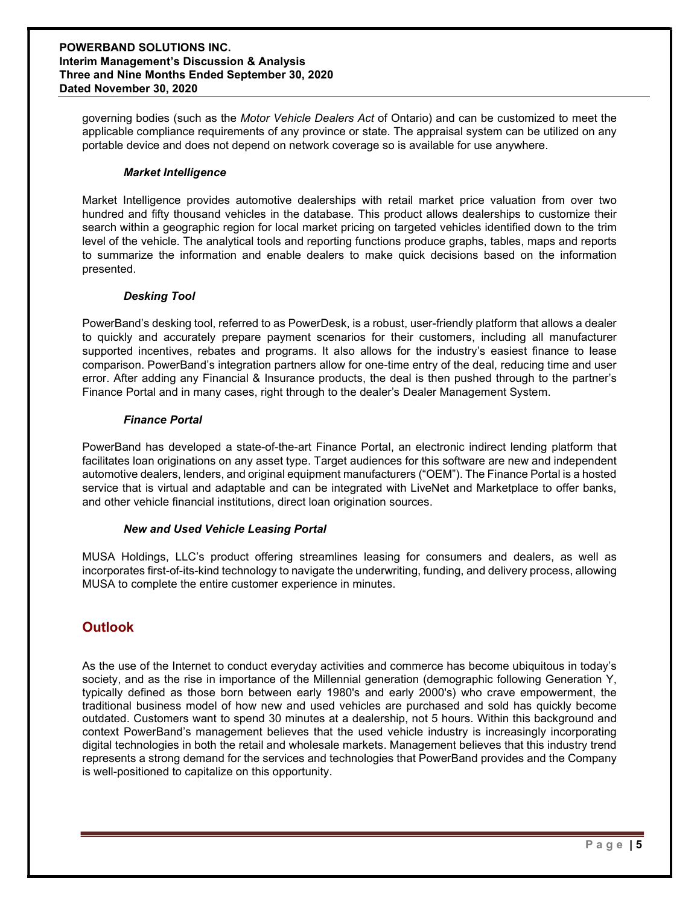governing bodies (such as the *Motor Vehicle Dealers Act* of Ontario) and can be customized to meet the applicable compliance requirements of any province or state. The appraisal system can be utilized on any portable device and does not depend on network coverage so is available for use anywhere.

***Market Intelligence***

Market Intelligence provides automotive dealerships with retail market price valuation from over two hundred and fifty thousand vehicles in the database. This product allows dealerships to customize their search within a geographic region for local market pricing on targeted vehicles identified down to the trim level of the vehicle. The analytical tools and reporting functions produce graphs, tables, maps and reports to summarize the information and enable dealers to make quick decisions based on the information presented.

***Desking Tool***

PowerBand's desking tool, referred to as PowerDesk, is a robust, user-friendly platform that allows a dealer to quickly and accurately prepare payment scenarios for their customers, including all manufacturer supported incentives, rebates and programs. It also allows for the industry's easiest finance to lease comparison. PowerBand's integration partners allow for one-time entry of the deal, reducing time and user error. After adding any Financial & Insurance products, the deal is then pushed through to the partner's Finance Portal and in many cases, right through to the dealer's Dealer Management System.

***Finance Portal***

PowerBand has developed a state-of-the-art Finance Portal, an electronic indirect lending platform that facilitates loan originations on any asset type. Target audiences for this software are new and independent automotive dealers, lenders, and original equipment manufacturers ("OEM"). The Finance Portal is a hosted service that is virtual and adaptable and can be integrated with LiveNet and Marketplace to offer banks, and other vehicle financial institutions, direct loan origination sources.

***New and Used Vehicle Leasing Portal***

MUSA Holdings, LLC's product offering streamlines leasing for consumers and dealers, as well as incorporates first-of-its-kind technology to navigate the underwriting, funding, and delivery process, allowing MUSA to complete the entire customer experience in minutes.

## Outlook

As the use of the Internet to conduct everyday activities and commerce has become ubiquitous in today's society, and as the rise in importance of the Millennial generation (demographic following Generation Y, typically defined as those born between early 1980's and early 2000's) who crave empowerment, the traditional business model of how new and used vehicles are purchased and sold has quickly become outdated. Customers want to spend 30 minutes at a dealership, not 5 hours. Within this background and context PowerBand's management believes that the used vehicle industry is increasingly incorporating digital technologies in both the retail and wholesale markets. Management believes that this industry trend represents a strong demand for the services and technologies that PowerBand provides and the Company is well-positioned to capitalize on this opportunity.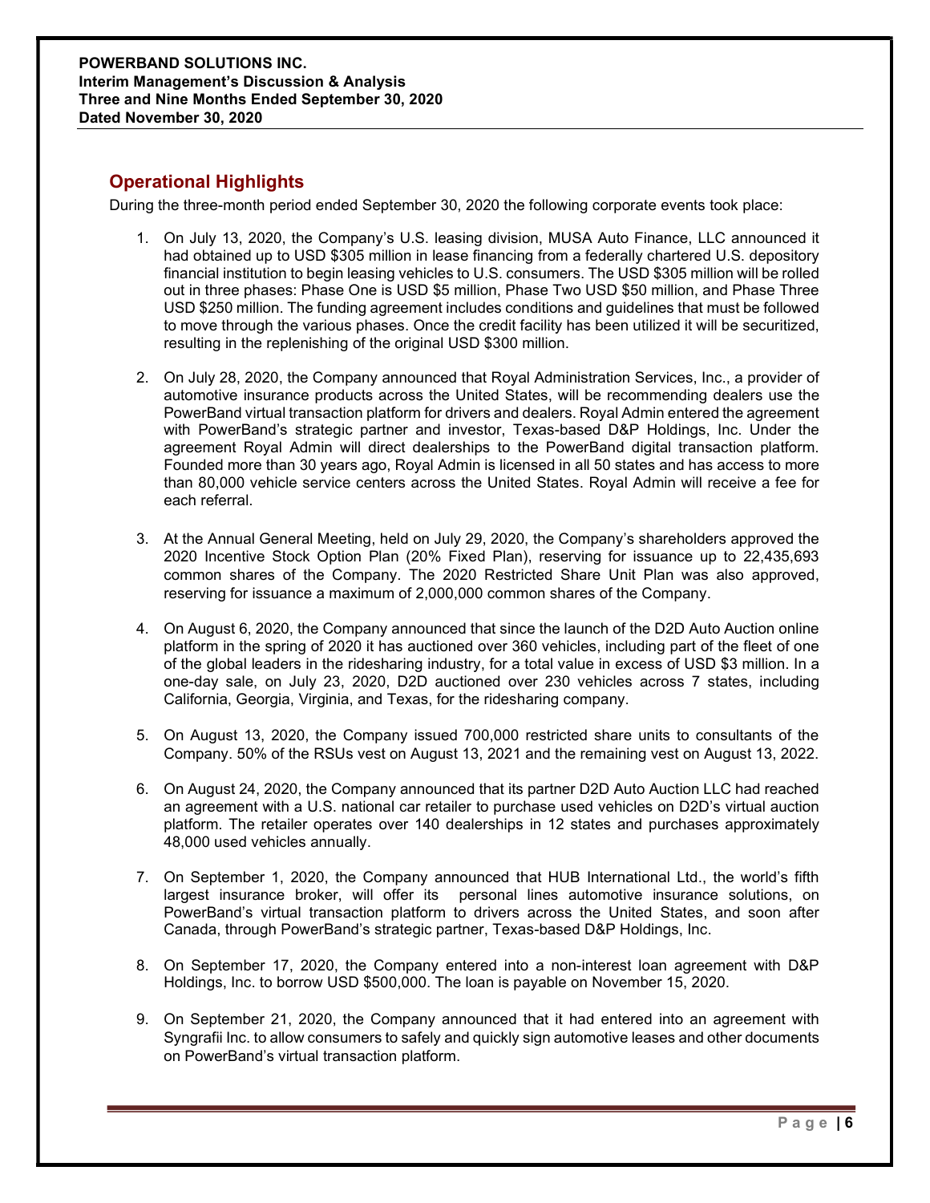## Operational Highlights

During the three-month period ended September 30, 2020 the following corporate events took place:

1. On July 13, 2020, the Company's U.S. leasing division, MUSA Auto Finance, LLC announced it had obtained up to USD $305 million in lease financing from a federally chartered U.S. depository financial institution to begin leasing vehicles to U.S. consumers. The USD $305 million will be rolled out in three phases: Phase One is USD $5 million, Phase Two USD $50 million, and Phase Three USD $250 million. The funding agreement includes conditions and guidelines that must be followed to move through the various phases. Once the credit facility has been utilized it will be securitized, resulting in the replenishing of the original USD $300 million.

2. On July 28, 2020, the Company announced that Royal Administration Services, Inc., a provider of automotive insurance products across the United States, will be recommending dealers use the PowerBand virtual transaction platform for drivers and dealers. Royal Admin entered the agreement with PowerBand's strategic partner and investor, Texas-based D&P Holdings, Inc. Under the agreement Royal Admin will direct dealerships to the PowerBand digital transaction platform. Founded more than 30 years ago, Royal Admin is licensed in all 50 states and has access to more than 80,000 vehicle service centers across the United States. Royal Admin will receive a fee for each referral.

3. At the Annual General Meeting, held on July 29, 2020, the Company's shareholders approved the 2020 Incentive Stock Option Plan (20% Fixed Plan), reserving for issuance up to 22,435,693 common shares of the Company. The 2020 Restricted Share Unit Plan was also approved, reserving for issuance a maximum of 2,000,000 common shares of the Company.

4. On August 6, 2020, the Company announced that since the launch of the D2D Auto Auction online platform in the spring of 2020 it has auctioned over 360 vehicles, including part of the fleet of one of the global leaders in the ridesharing industry, for a total value in excess of USD $3 million. In a one-day sale, on July 23, 2020, D2D auctioned over 230 vehicles across 7 states, including California, Georgia, Virginia, and Texas, for the ridesharing company.

5. On August 13, 2020, the Company issued 700,000 restricted share units to consultants of the Company. 50% of the RSUs vest on August 13, 2021 and the remaining vest on August 13, 2022.

6. On August 24, 2020, the Company announced that its partner D2D Auto Auction LLC had reached an agreement with a U.S. national car retailer to purchase used vehicles on D2D's virtual auction platform. The retailer operates over 140 dealerships in 12 states and purchases approximately 48,000 used vehicles annually.

7. On September 1, 2020, the Company announced that HUB International Ltd., the world's fifth largest insurance broker, will offer its personal lines automotive insurance solutions, on PowerBand's virtual transaction platform to drivers across the United States, and soon after Canada, through PowerBand's strategic partner, Texas-based D&P Holdings, Inc.

8. On September 17, 2020, the Company entered into a non-interest loan agreement with D&P Holdings, Inc. to borrow USD $500,000. The loan is payable on November 15, 2020.

9. On September 21, 2020, the Company announced that it had entered into an agreement with Syngrafii Inc. to allow consumers to safely and quickly sign automotive leases and other documents on PowerBand's virtual transaction platform.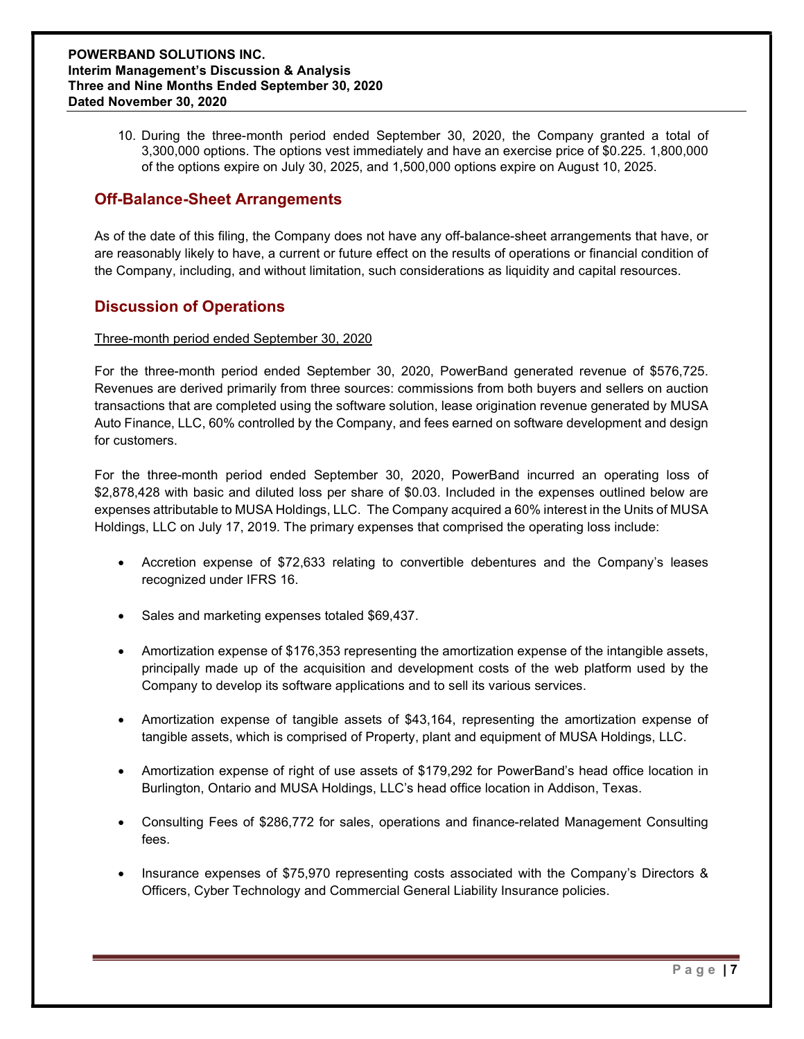10. During the three-month period ended September 30, 2020, the Company granted a total of 3,300,000 options. The options vest immediately and have an exercise price of $0.225. 1,800,000 of the options expire on July 30, 2025, and 1,500,000 options expire on August 10, 2025.

## Off-Balance-Sheet Arrangements

As of the date of this filing, the Company does not have any off-balance-sheet arrangements that have, or are reasonably likely to have, a current or future effect on the results of operations or financial condition of the Company, including, and without limitation, such considerations as liquidity and capital resources.

## Discussion of Operations

Three-month period ended September 30, 2020

For the three-month period ended September 30, 2020, PowerBand generated revenue of $576,725. Revenues are derived primarily from three sources: commissions from both buyers and sellers on auction transactions that are completed using the software solution, lease origination revenue generated by MUSA Auto Finance, LLC, 60% controlled by the Company, and fees earned on software development and design for customers.

For the three-month period ended September 30, 2020, PowerBand incurred an operating loss of $2,878,428 with basic and diluted loss per share of $0.03. Included in the expenses outlined below are expenses attributable to MUSA Holdings, LLC. The Company acquired a 60% interest in the Units of MUSA Holdings, LLC on July 17, 2019. The primary expenses that comprised the operating loss include:

- Accretion expense of $72,633 relating to convertible debentures and the Company's leases recognized under IFRS 16.
- Sales and marketing expenses totaled $69,437.
- Amortization expense of $176,353 representing the amortization expense of the intangible assets, principally made up of the acquisition and development costs of the web platform used by the Company to develop its software applications and to sell its various services.
- Amortization expense of tangible assets of $43,164, representing the amortization expense of tangible assets, which is comprised of Property, plant and equipment of MUSA Holdings, LLC.
- Amortization expense of right of use assets of $179,292 for PowerBand's head office location in Burlington, Ontario and MUSA Holdings, LLC's head office location in Addison, Texas.
- Consulting Fees of $286,772 for sales, operations and finance-related Management Consulting fees.
- Insurance expenses of $75,970 representing costs associated with the Company's Directors & Officers, Cyber Technology and Commercial General Liability Insurance policies.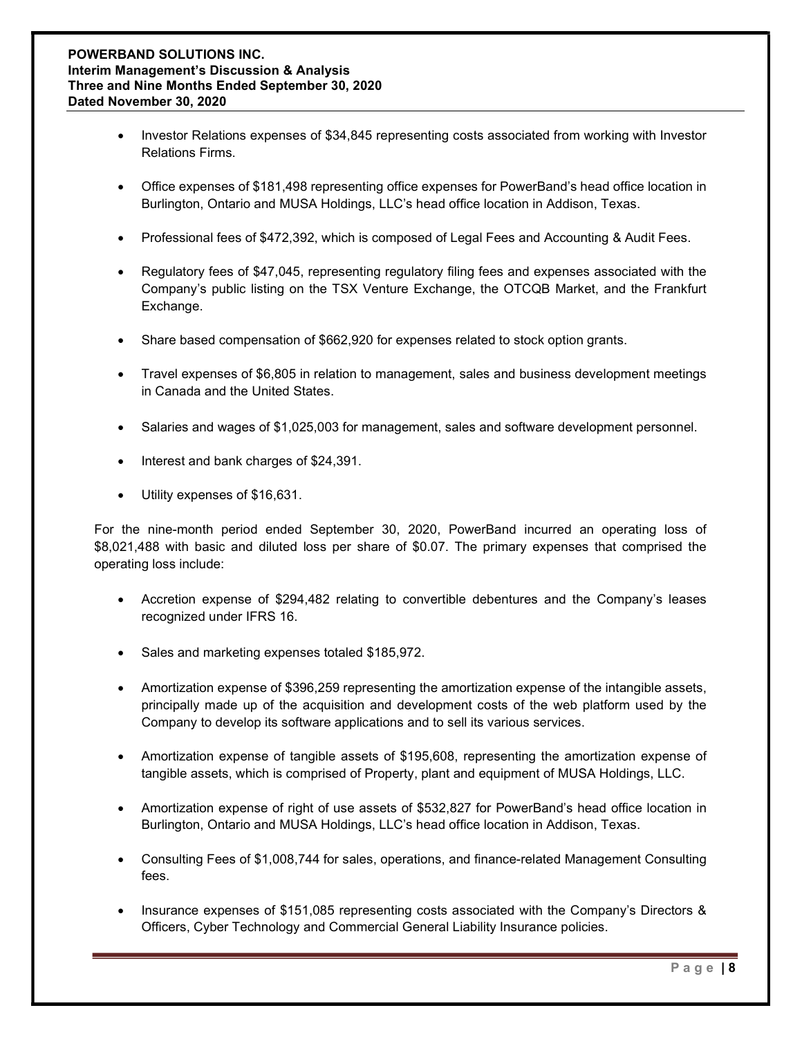- Investor Relations expenses of $34,845 representing costs associated from working with Investor Relations Firms.

- Office expenses of $181,498 representing office expenses for PowerBand's head office location in Burlington, Ontario and MUSA Holdings, LLC's head office location in Addison, Texas.

- Professional fees of $472,392, which is composed of Legal Fees and Accounting & Audit Fees.

- Regulatory fees of $47,045, representing regulatory filing fees and expenses associated with the Company's public listing on the TSX Venture Exchange, the OTCQB Market, and the Frankfurt Exchange.

- Share based compensation of $662,920 for expenses related to stock option grants.

- Travel expenses of $6,805 in relation to management, sales and business development meetings in Canada and the United States.

- Salaries and wages of $1,025,003 for management, sales and software development personnel.

- Interest and bank charges of $24,391.

- Utility expenses of $16,631.

For the nine-month period ended September 30, 2020, PowerBand incurred an operating loss of $8,021,488 with basic and diluted loss per share of $0.07. The primary expenses that comprised the operating loss include:

- Accretion expense of $294,482 relating to convertible debentures and the Company's leases recognized under IFRS 16.

- Sales and marketing expenses totaled $185,972.

- Amortization expense of $396,259 representing the amortization expense of the intangible assets, principally made up of the acquisition and development costs of the web platform used by the Company to develop its software applications and to sell its various services.

- Amortization expense of tangible assets of $195,608, representing the amortization expense of tangible assets, which is comprised of Property, plant and equipment of MUSA Holdings, LLC.

- Amortization expense of right of use assets of $532,827 for PowerBand's head office location in Burlington, Ontario and MUSA Holdings, LLC's head office location in Addison, Texas.

- Consulting Fees of $1,008,744 for sales, operations, and finance-related Management Consulting fees.

- Insurance expenses of $151,085 representing costs associated with the Company's Directors & Officers, Cyber Technology and Commercial General Liability Insurance policies.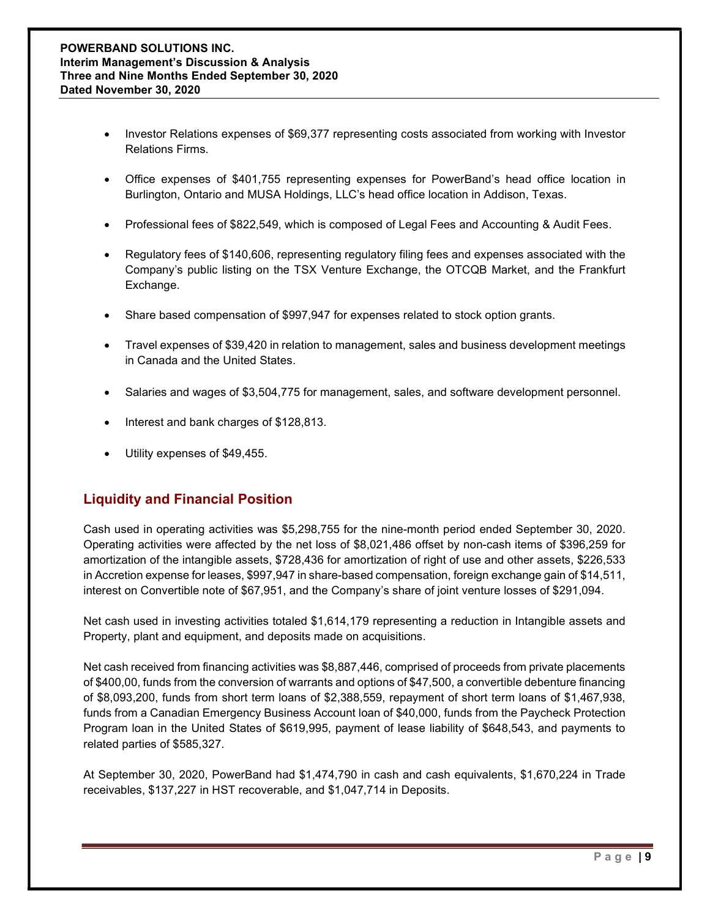- Investor Relations expenses of $69,377 representing costs associated from working with Investor Relations Firms.

- Office expenses of $401,755 representing expenses for PowerBand's head office location in Burlington, Ontario and MUSA Holdings, LLC's head office location in Addison, Texas.

- Professional fees of $822,549, which is composed of Legal Fees and Accounting & Audit Fees.

- Regulatory fees of $140,606, representing regulatory filing fees and expenses associated with the Company's public listing on the TSX Venture Exchange, the OTCQB Market, and the Frankfurt Exchange.

- Share based compensation of $997,947 for expenses related to stock option grants.

- Travel expenses of $39,420 in relation to management, sales and business development meetings in Canada and the United States.

- Salaries and wages of $3,504,775 for management, sales, and software development personnel.

- Interest and bank charges of $128,813.

- Utility expenses of $49,455.

## Liquidity and Financial Position

Cash used in operating activities was $5,298,755 for the nine-month period ended September 30, 2020. Operating activities were affected by the net loss of $8,021,486 offset by non-cash items of $396,259 for amortization of the intangible assets, $728,436 for amortization of right of use and other assets, $226,533 in Accretion expense for leases, $997,947 in share-based compensation, foreign exchange gain of $14,511, interest on Convertible note of $67,951, and the Company's share of joint venture losses of $291,094.

Net cash used in investing activities totaled $1,614,179 representing a reduction in Intangible assets and Property, plant and equipment, and deposits made on acquisitions.

Net cash received from financing activities was $8,887,446, comprised of proceeds from private placements of $400,00, funds from the conversion of warrants and options of $47,500, a convertible debenture financing of $8,093,200, funds from short term loans of $2,388,559, repayment of short term loans of $1,467,938, funds from a Canadian Emergency Business Account loan of $40,000, funds from the Paycheck Protection Program loan in the United States of $619,995, payment of lease liability of $648,543, and payments to related parties of $585,327.

At September 30, 2020, PowerBand had $1,474,790 in cash and cash equivalents, $1,670,224 in Trade receivables, $137,227 in HST recoverable, and $1,047,714 in Deposits.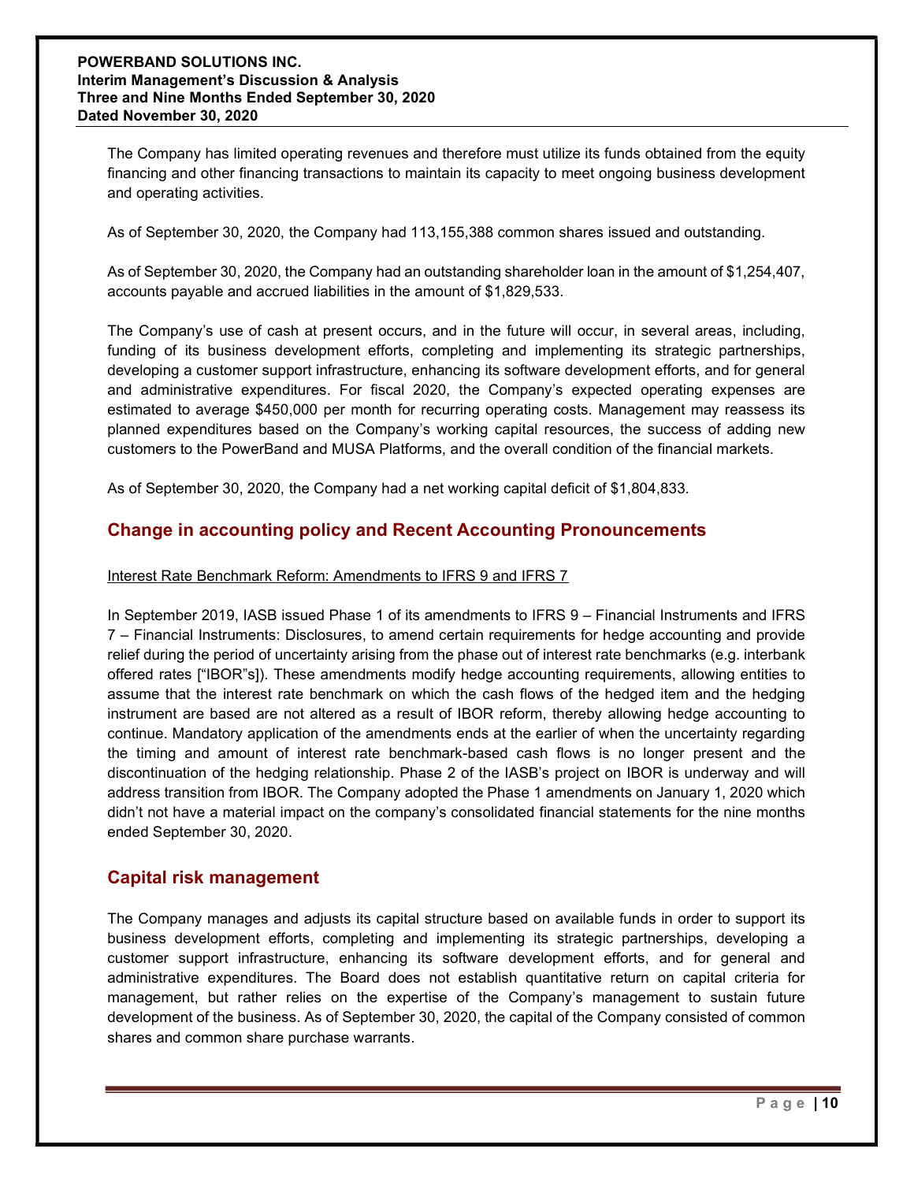The Company has limited operating revenues and therefore must utilize its funds obtained from the equity financing and other financing transactions to maintain its capacity to meet ongoing business development and operating activities.

As of September 30, 2020, the Company had 113,155,388 common shares issued and outstanding.

As of September 30, 2020, the Company had an outstanding shareholder loan in the amount of $1,254,407, accounts payable and accrued liabilities in the amount of $1,829,533.

The Company's use of cash at present occurs, and in the future will occur, in several areas, including, funding of its business development efforts, completing and implementing its strategic partnerships, developing a customer support infrastructure, enhancing its software development efforts, and for general and administrative expenditures. For fiscal 2020, the Company's expected operating expenses are estimated to average $450,000 per month for recurring operating costs. Management may reassess its planned expenditures based on the Company's working capital resources, the success of adding new customers to the PowerBand and MUSA Platforms, and the overall condition of the financial markets.

As of September 30, 2020, the Company had a net working capital deficit of $1,804,833.

## Change in accounting policy and Recent Accounting Pronouncements

Interest Rate Benchmark Reform: Amendments to IFRS 9 and IFRS 7

In September 2019, IASB issued Phase 1 of its amendments to IFRS 9 – Financial Instruments and IFRS 7 – Financial Instruments: Disclosures, to amend certain requirements for hedge accounting and provide relief during the period of uncertainty arising from the phase out of interest rate benchmarks (e.g. interbank offered rates ["IBOR"s]). These amendments modify hedge accounting requirements, allowing entities to assume that the interest rate benchmark on which the cash flows of the hedged item and the hedging instrument are based are not altered as a result of IBOR reform, thereby allowing hedge accounting to continue. Mandatory application of the amendments ends at the earlier of when the uncertainty regarding the timing and amount of interest rate benchmark-based cash flows is no longer present and the discontinuation of the hedging relationship. Phase 2 of the IASB's project on IBOR is underway and will address transition from IBOR. The Company adopted the Phase 1 amendments on January 1, 2020 which didn't not have a material impact on the company's consolidated financial statements for the nine months ended September 30, 2020.

## Capital risk management

The Company manages and adjusts its capital structure based on available funds in order to support its business development efforts, completing and implementing its strategic partnerships, developing a customer support infrastructure, enhancing its software development efforts, and for general and administrative expenditures. The Board does not establish quantitative return on capital criteria for management, but rather relies on the expertise of the Company's management to sustain future development of the business. As of September 30, 2020, the capital of the Company consisted of common shares and common share purchase warrants.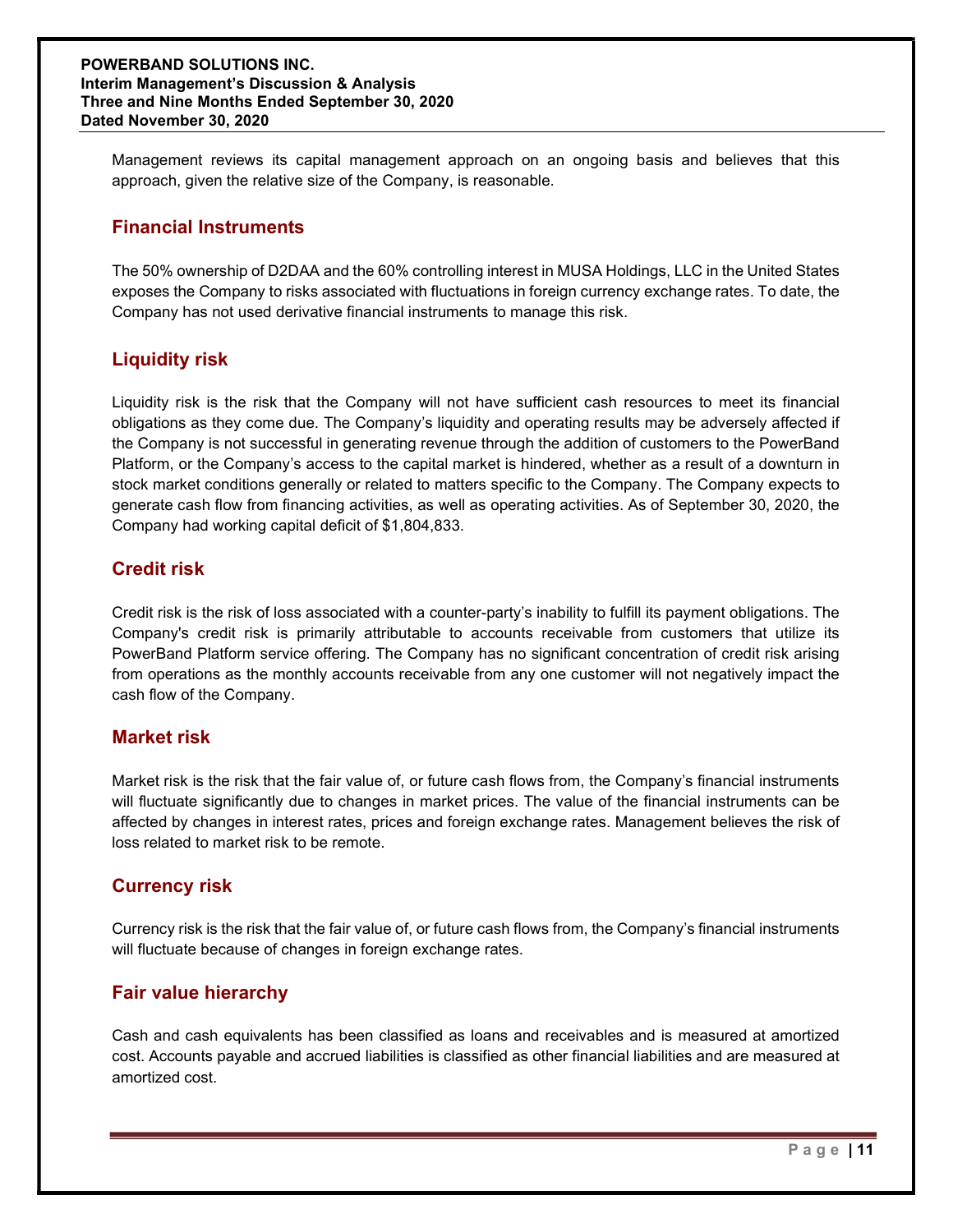Management reviews its capital management approach on an ongoing basis and believes that this approach, given the relative size of the Company, is reasonable.

## Financial Instruments

The 50% ownership of D2DAA and the 60% controlling interest in MUSA Holdings, LLC in the United States exposes the Company to risks associated with fluctuations in foreign currency exchange rates. To date, the Company has not used derivative financial instruments to manage this risk.

## Liquidity risk

Liquidity risk is the risk that the Company will not have sufficient cash resources to meet its financial obligations as they come due. The Company's liquidity and operating results may be adversely affected if the Company is not successful in generating revenue through the addition of customers to the PowerBand Platform, or the Company's access to the capital market is hindered, whether as a result of a downturn in stock market conditions generally or related to matters specific to the Company. The Company expects to generate cash flow from financing activities, as well as operating activities. As of September 30, 2020, the Company had working capital deficit of $1,804,833.

## Credit risk

Credit risk is the risk of loss associated with a counter-party's inability to fulfill its payment obligations. The Company's credit risk is primarily attributable to accounts receivable from customers that utilize its PowerBand Platform service offering. The Company has no significant concentration of credit risk arising from operations as the monthly accounts receivable from any one customer will not negatively impact the cash flow of the Company.

## Market risk

Market risk is the risk that the fair value of, or future cash flows from, the Company's financial instruments will fluctuate significantly due to changes in market prices. The value of the financial instruments can be affected by changes in interest rates, prices and foreign exchange rates. Management believes the risk of loss related to market risk to be remote.

## Currency risk

Currency risk is the risk that the fair value of, or future cash flows from, the Company's financial instruments will fluctuate because of changes in foreign exchange rates.

## Fair value hierarchy

Cash and cash equivalents has been classified as loans and receivables and is measured at amortized cost. Accounts payable and accrued liabilities is classified as other financial liabilities and are measured at amortized cost.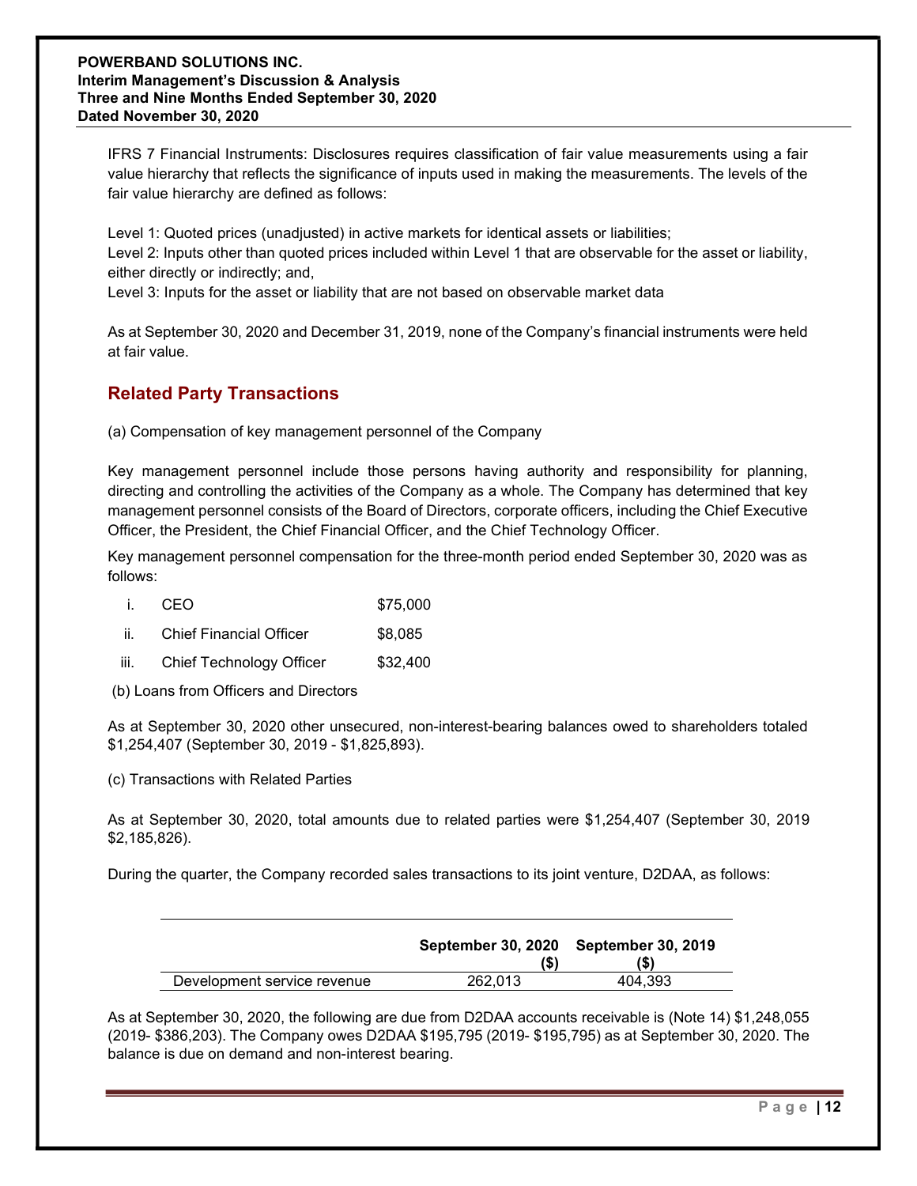IFRS 7 Financial Instruments: Disclosures requires classification of fair value measurements using a fair value hierarchy that reflects the significance of inputs used in making the measurements. The levels of the fair value hierarchy are defined as follows:

Level 1: Quoted prices (unadjusted) in active markets for identical assets or liabilities;
Level 2: Inputs other than quoted prices included within Level 1 that are observable for the asset or liability, either directly or indirectly; and,
Level 3: Inputs for the asset or liability that are not based on observable market data

As at September 30, 2020 and December 31, 2019, none of the Company's financial instruments were held at fair value.

## Related Party Transactions

(a) Compensation of key management personnel of the Company

Key management personnel include those persons having authority and responsibility for planning, directing and controlling the activities of the Company as a whole. The Company has determined that key management personnel consists of the Board of Directors, corporate officers, including the Chief Executive Officer, the President, the Chief Financial Officer, and the Chief Technology Officer.

Key management personnel compensation for the three-month period ended September 30, 2020 was as follows:

i. CEO $75,000
ii. Chief Financial Officer $8,085
iii. Chief Technology Officer $32,400

(b) Loans from Officers and Directors

As at September 30, 2020 other unsecured, non-interest-bearing balances owed to shareholders totaled $1,254,407 (September 30, 2019 - $1,825,893).

(c) Transactions with Related Parties

As at September 30, 2020, total amounts due to related parties were $1,254,407 (September 30, 2019 $2,185,826).

During the quarter, the Company recorded sales transactions to its joint venture, D2DAA, as follows:

| | September 30, 2020 ($) | September 30, 2019 ($) |
|---|---|---|
| Development service revenue | 262,013 | 404,393 |

As at September 30, 2020, the following are due from D2DAA accounts receivable is (Note 14) $1,248,055 (2019- $386,203). The Company owes D2DAA $195,795 (2019- $195,795) as at September 30, 2020. The balance is due on demand and non-interest bearing.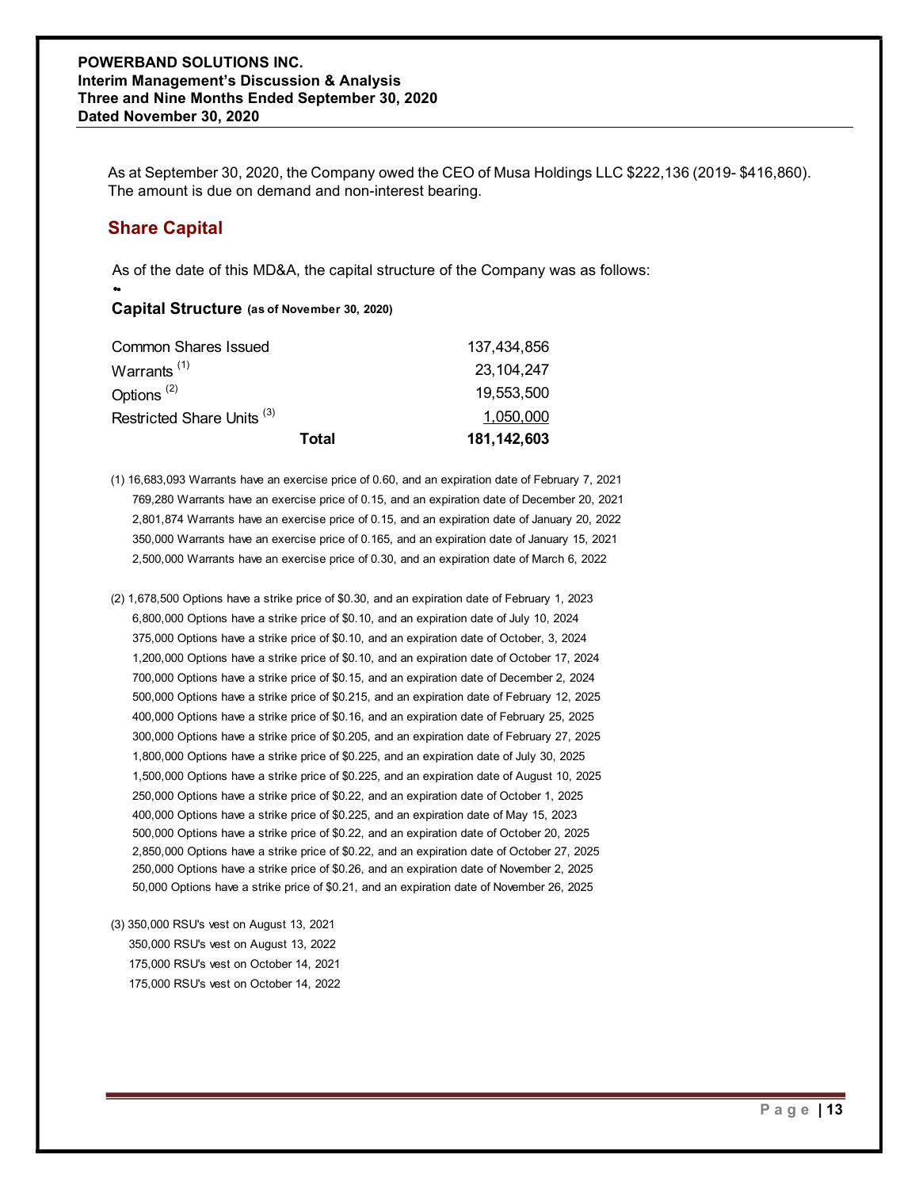As at September 30, 2020, the Company owed the CEO of Musa Holdings LLC $222,136 (2019- $416,860). The amount is due on demand and non-interest bearing.

## Share Capital

As of the date of this MD&A, the capital structure of the Company was as follows:

**Capital Structure (as of November 30, 2020)**

| | |
|---|---|
| Common Shares Issued | 137,434,856 |
| Warrants [1] | 23,104,247 |
| Options [2] | 19,553,500 |
| Restricted Share Units [3] | 1,050,000 |
| **Total** | **181,142,603** |

(1) 16,683,093 Warrants have an exercise price of 0.60, and an expiration date of February 7, 2021
769,280 Warrants have an exercise price of 0.15, and an expiration date of December 20, 2021
2,801,874 Warrants have an exercise price of 0.15, and an expiration date of January 20, 2022
350,000 Warrants have an exercise price of 0.165, and an expiration date of January 15, 2021
2,500,000 Warrants have an exercise price of 0.30, and an expiration date of March 6, 2022

(2) 1,678,500 Options have a strike price of $0.30, and an expiration date of February 1, 2023
6,800,000 Options have a strike price of $0.10, and an expiration date of July 10, 2024
375,000 Options have a strike price of $0.10, and an expiration date of October, 3, 2024
1,200,000 Options have a strike price of $0.10, and an expiration date of October 17, 2024
700,000 Options have a strike price of $0.15, and an expiration date of December 2, 2024
500,000 Options have a strike price of $0.215, and an expiration date of February 12, 2025
400,000 Options have a strike price of $0.16, and an expiration date of February 25, 2025
300,000 Options have a strike price of $0.205, and an expiration date of February 27, 2025
1,800,000 Options have a strike price of $0.225, and an expiration date of July 30, 2025
1,500,000 Options have a strike price of $0.225, and an expiration date of August 10, 2025
250,000 Options have a strike price of $0.22, and an expiration date of October 1, 2025
400,000 Options have a strike price of $0.225, and an expiration date of May 15, 2023
500,000 Options have a strike price of $0.22, and an expiration date of October 20, 2025
2,850,000 Options have a strike price of $0.22, and an expiration date of October 27, 2025
250,000 Options have a strike price of $0.26, and an expiration date of November 2, 2025
50,000 Options have a strike price of $0.21, and an expiration date of November 26, 2025

(3) 350,000 RSU's vest on August 13, 2021
350,000 RSU's vest on August 13, 2022
175,000 RSU's vest on October 14, 2021
175,000 RSU's vest on October 14, 2022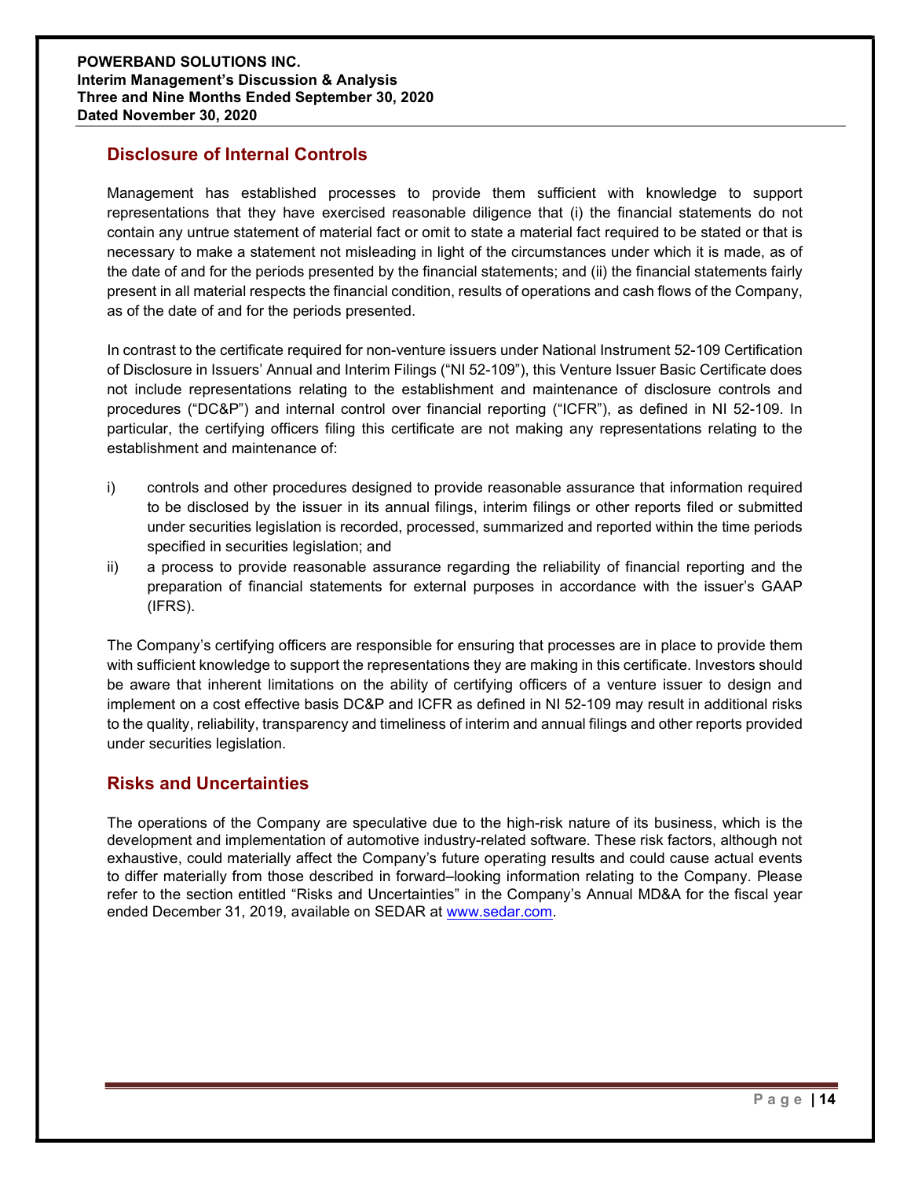## Disclosure of Internal Controls

Management has established processes to provide them sufficient with knowledge to support representations that they have exercised reasonable diligence that (i) the financial statements do not contain any untrue statement of material fact or omit to state a material fact required to be stated or that is necessary to make a statement not misleading in light of the circumstances under which it is made, as of the date of and for the periods presented by the financial statements; and (ii) the financial statements fairly present in all material respects the financial condition, results of operations and cash flows of the Company, as of the date of and for the periods presented.

In contrast to the certificate required for non-venture issuers under National Instrument 52-109 Certification of Disclosure in Issuers' Annual and Interim Filings ("NI 52-109"), this Venture Issuer Basic Certificate does not include representations relating to the establishment and maintenance of disclosure controls and procedures ("DC&P") and internal control over financial reporting ("ICFR"), as defined in NI 52-109. In particular, the certifying officers filing this certificate are not making any representations relating to the establishment and maintenance of:

i) controls and other procedures designed to provide reasonable assurance that information required to be disclosed by the issuer in its annual filings, interim filings or other reports filed or submitted under securities legislation is recorded, processed, summarized and reported within the time periods specified in securities legislation; and
ii) a process to provide reasonable assurance regarding the reliability of financial reporting and the preparation of financial statements for external purposes in accordance with the issuer's GAAP (IFRS).

The Company's certifying officers are responsible for ensuring that processes are in place to provide them with sufficient knowledge to support the representations they are making in this certificate. Investors should be aware that inherent limitations on the ability of certifying officers of a venture issuer to design and implement on a cost effective basis DC&P and ICFR as defined in NI 52-109 may result in additional risks to the quality, reliability, transparency and timeliness of interim and annual filings and other reports provided under securities legislation.

## Risks and Uncertainties

The operations of the Company are speculative due to the high-risk nature of its business, which is the development and implementation of automotive industry-related software. These risk factors, although not exhaustive, could materially affect the Company's future operating results and could cause actual events to differ materially from those described in forward–looking information relating to the Company. Please refer to the section entitled "Risks and Uncertainties" in the Company's Annual MD&A for the fiscal year ended December 31, 2019, available on SEDAR at www.sedar.com.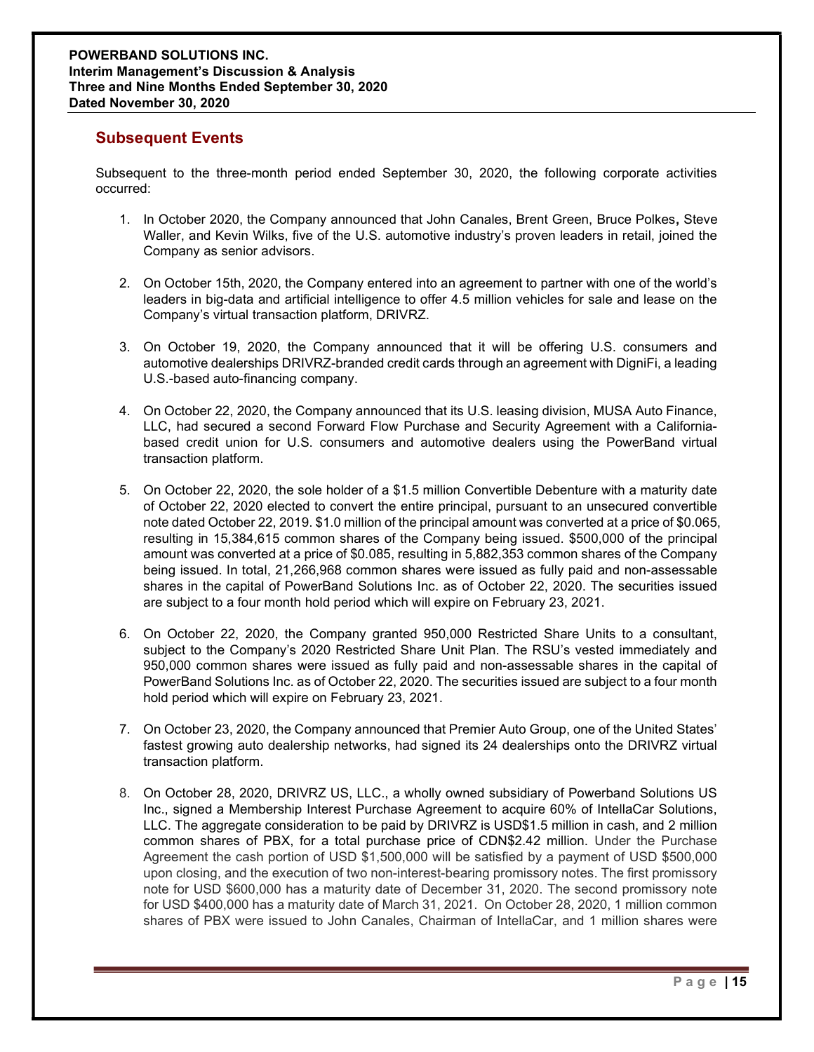## Subsequent Events

Subsequent to the three-month period ended September 30, 2020, the following corporate activities occurred:

1. In October 2020, the Company announced that John Canales, Brent Green, Bruce Polkes**,** Steve Waller, and Kevin Wilks, five of the U.S. automotive industry's proven leaders in retail, joined the Company as senior advisors.

2. On October 15th, 2020, the Company entered into an agreement to partner with one of the world's leaders in big-data and artificial intelligence to offer 4.5 million vehicles for sale and lease on the Company's virtual transaction platform, DRIVRZ.

3. On October 19, 2020, the Company announced that it will be offering U.S. consumers and automotive dealerships DRIVRZ-branded credit cards through an agreement with DigniFi, a leading U.S.-based auto-financing company.

4. On October 22, 2020, the Company announced that its U.S. leasing division, MUSA Auto Finance, LLC, had secured a second Forward Flow Purchase and Security Agreement with a California-based credit union for U.S. consumers and automotive dealers using the PowerBand virtual transaction platform.

5. On October 22, 2020, the sole holder of a $1.5 million Convertible Debenture with a maturity date of October 22, 2020 elected to convert the entire principal, pursuant to an unsecured convertible note dated October 22, 2019. $1.0 million of the principal amount was converted at a price of $0.065, resulting in 15,384,615 common shares of the Company being issued. $500,000 of the principal amount was converted at a price of $0.085, resulting in 5,882,353 common shares of the Company being issued. In total, 21,266,968 common shares were issued as fully paid and non-assessable shares in the capital of PowerBand Solutions Inc. as of October 22, 2020. The securities issued are subject to a four month hold period which will expire on February 23, 2021.

6. On October 22, 2020, the Company granted 950,000 Restricted Share Units to a consultant, subject to the Company's 2020 Restricted Share Unit Plan. The RSU's vested immediately and 950,000 common shares were issued as fully paid and non-assessable shares in the capital of PowerBand Solutions Inc. as of October 22, 2020. The securities issued are subject to a four month hold period which will expire on February 23, 2021.

7. On October 23, 2020, the Company announced that Premier Auto Group, one of the United States' fastest growing auto dealership networks, had signed its 24 dealerships onto the DRIVRZ virtual transaction platform.

8. On October 28, 2020, DRIVRZ US, LLC., a wholly owned subsidiary of Powerband Solutions US Inc., signed a Membership Interest Purchase Agreement to acquire 60% of IntellaCar Solutions, LLC. The aggregate consideration to be paid by DRIVRZ is USD$1.5 million in cash, and 2 million common shares of PBX, for a total purchase price of CDN$2.42 million. Under the Purchase Agreement the cash portion of USD $1,500,000 will be satisfied by a payment of USD $500,000 upon closing, and the execution of two non-interest-bearing promissory notes. The first promissory note for USD $600,000 has a maturity date of December 31, 2020. The second promissory note for USD $400,000 has a maturity date of March 31, 2021. On October 28, 2020, 1 million common shares of PBX were issued to John Canales, Chairman of IntellaCar, and 1 million shares were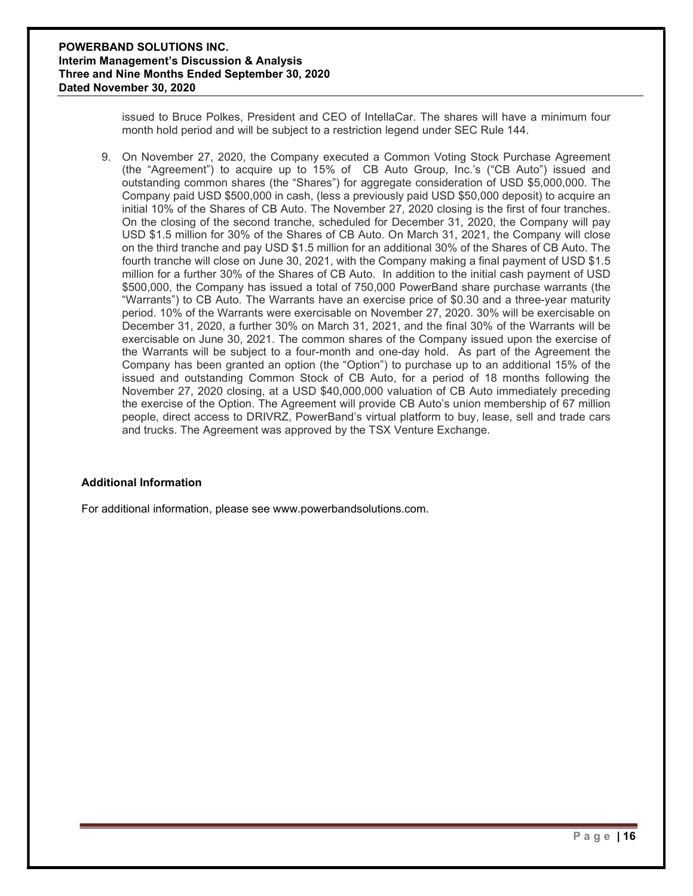issued to Bruce Polkes, President and CEO of IntellaCar. The shares will have a minimum four month hold period and will be subject to a restriction legend under SEC Rule 144.

9. On November 27, 2020, the Company executed a Common Voting Stock Purchase Agreement (the "Agreement") to acquire up to 15% of CB Auto Group, Inc.'s ("CB Auto") issued and outstanding common shares (the "Shares") for aggregate consideration of USD $5,000,000. The Company paid USD $500,000 in cash, (less a previously paid USD $50,000 deposit) to acquire an initial 10% of the Shares of CB Auto. The November 27, 2020 closing is the first of four tranches. On the closing of the second tranche, scheduled for December 31, 2020, the Company will pay USD $1.5 million for 30% of the Shares of CB Auto. On March 31, 2021, the Company will close on the third tranche and pay USD $1.5 million for an additional 30% of the Shares of CB Auto. The fourth tranche will close on June 30, 2021, with the Company making a final payment of USD $1.5 million for a further 30% of the Shares of CB Auto. In addition to the initial cash payment of USD $500,000, the Company has issued a total of 750,000 PowerBand share purchase warrants (the "Warrants") to CB Auto. The Warrants have an exercise price of $0.30 and a three-year maturity period. 10% of the Warrants were exercisable on November 27, 2020. 30% will be exercisable on December 31, 2020, a further 30% on March 31, 2021, and the final 30% of the Warrants will be exercisable on June 30, 2021. The common shares of the Company issued upon the exercise of the Warrants will be subject to a four-month and one-day hold. As part of the Agreement the Company has been granted an option (the "Option") to purchase up to an additional 15% of the issued and outstanding Common Stock of CB Auto, for a period of 18 months following the November 27, 2020 closing, at a USD $40,000,000 valuation of CB Auto immediately preceding the exercise of the Option. The Agreement will provide CB Auto's union membership of 67 million people, direct access to DRIVRZ, PowerBand's virtual platform to buy, lease, sell and trade cars and trucks. The Agreement was approved by the TSX Venture Exchange.

## Additional Information

For additional information, please see www.powerbandsolutions.com.